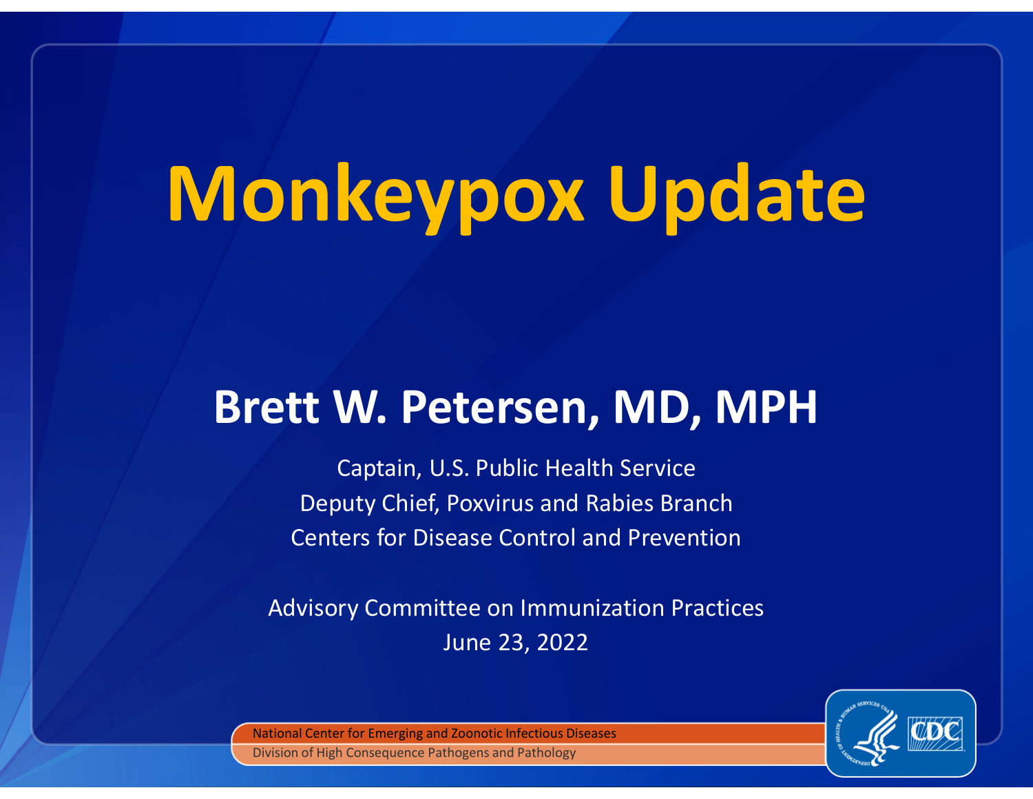# Monkeypox Update

## Brett W. Petersen, MD, MPH

Captain, U.S. Public Health Service
Deputy Chief, Poxvirus and Rabies Branch
Centers for Disease Control and Prevention

Advisory Committee on Immunization Practices
June 23, 2022

National Center for Emerging and Zoonotic Infectious Diseases
Division of High Consequence Pathogens and Pathology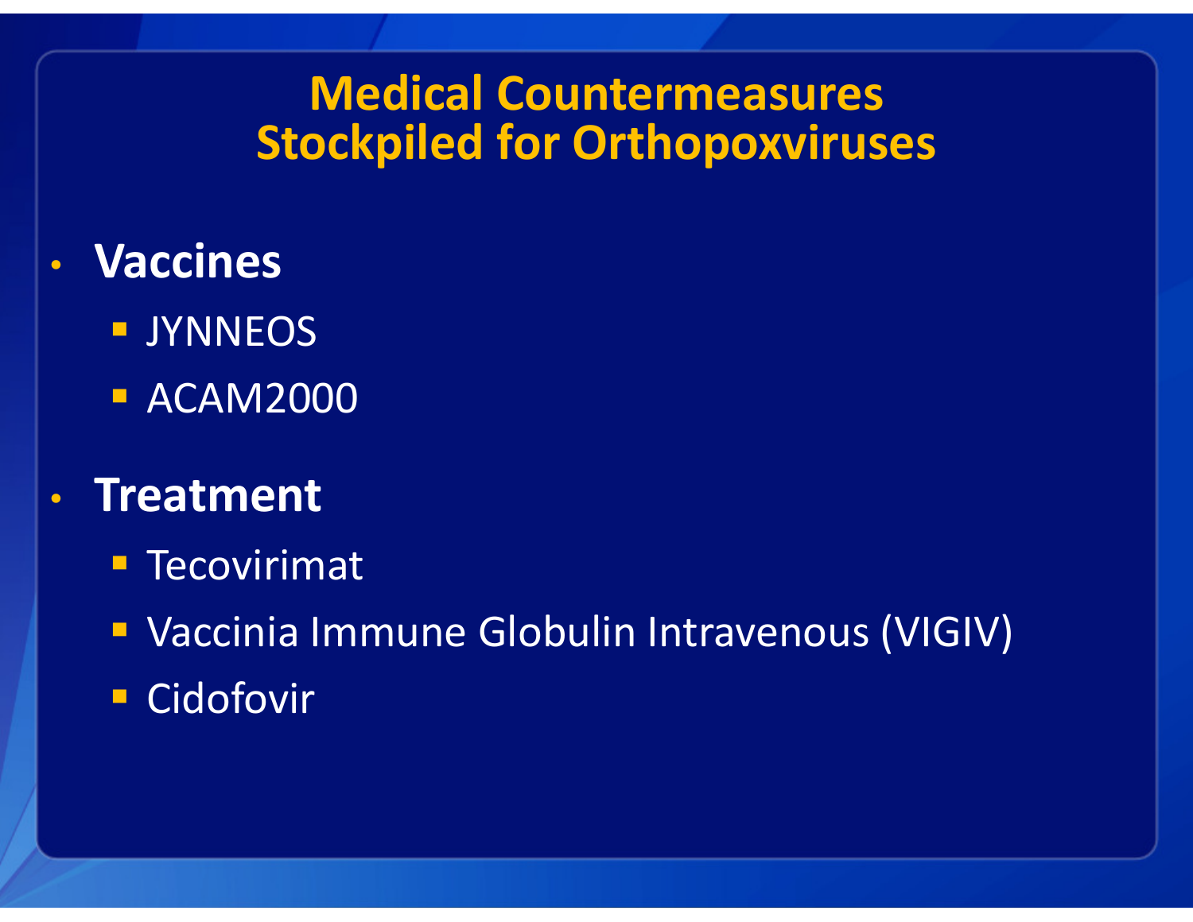# Medical Countermeasures Stockpiled for Orthopoxviruses

- **Vaccines**
  - JYNNEOS
  - ACAM2000
- **Treatment**
  - Tecovirimat
  - Vaccinia Immune Globulin Intravenous (VIGIV)
  - Cidofovir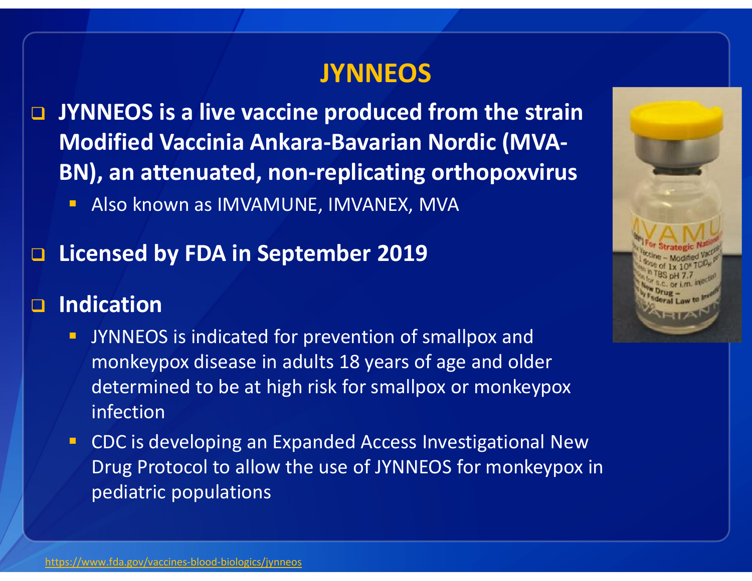# JYNNEOS

- **JYNNEOS is a live vaccine produced from the strain Modified Vaccinia Ankara-Bavarian Nordic (MVA-BN), an attenuated, non-replicating orthopoxvirus**
  - Also known as IMVAMUNE, IMVANEX, MVA
- **Licensed by FDA in September 2019**
- **Indication**
  - JYNNEOS is indicated for prevention of smallpox and monkeypox disease in adults 18 years of age and older determined to be at high risk for smallpox or monkeypox infection
  - CDC is developing an Expanded Access Investigational New Drug Protocol to allow the use of JYNNEOS for monkeypox in pediatric populations

https://www.fda.gov/vaccines-blood-biologics/jynneos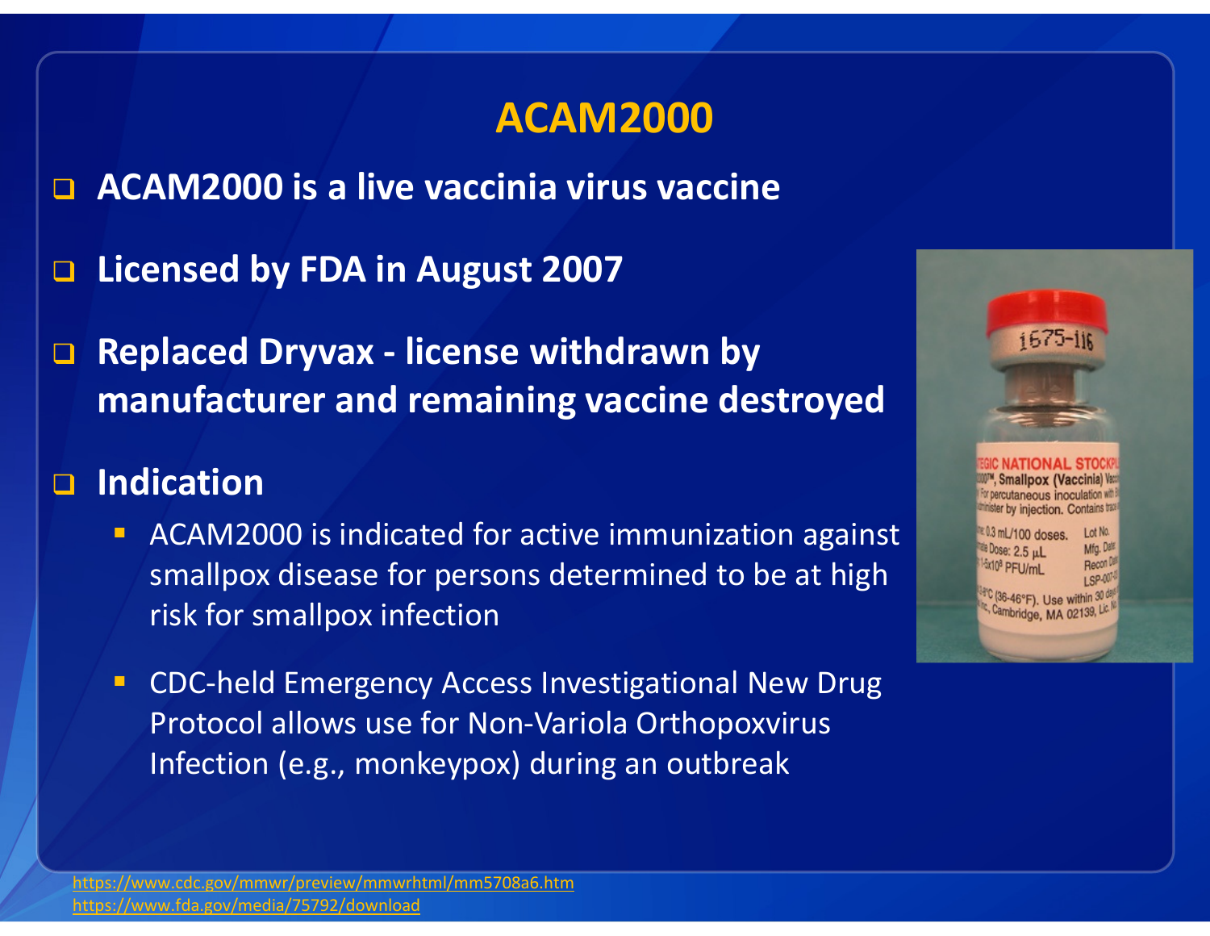# ACAM2000

- **ACAM2000 is a live vaccinia virus vaccine**
- **Licensed by FDA in August 2007**
- **Replaced Dryvax - license withdrawn by manufacturer and remaining vaccine destroyed**
- **Indication**
  - ACAM2000 is indicated for active immunization against smallpox disease for persons determined to be at high risk for smallpox infection
  - CDC-held Emergency Access Investigational New Drug Protocol allows use for Non-Variola Orthopoxvirus Infection (e.g., monkeypox) during an outbreak

https://www.cdc.gov/mmwr/preview/mmwrhtml/mm5708a6.htm
https://www.fda.gov/media/75792/download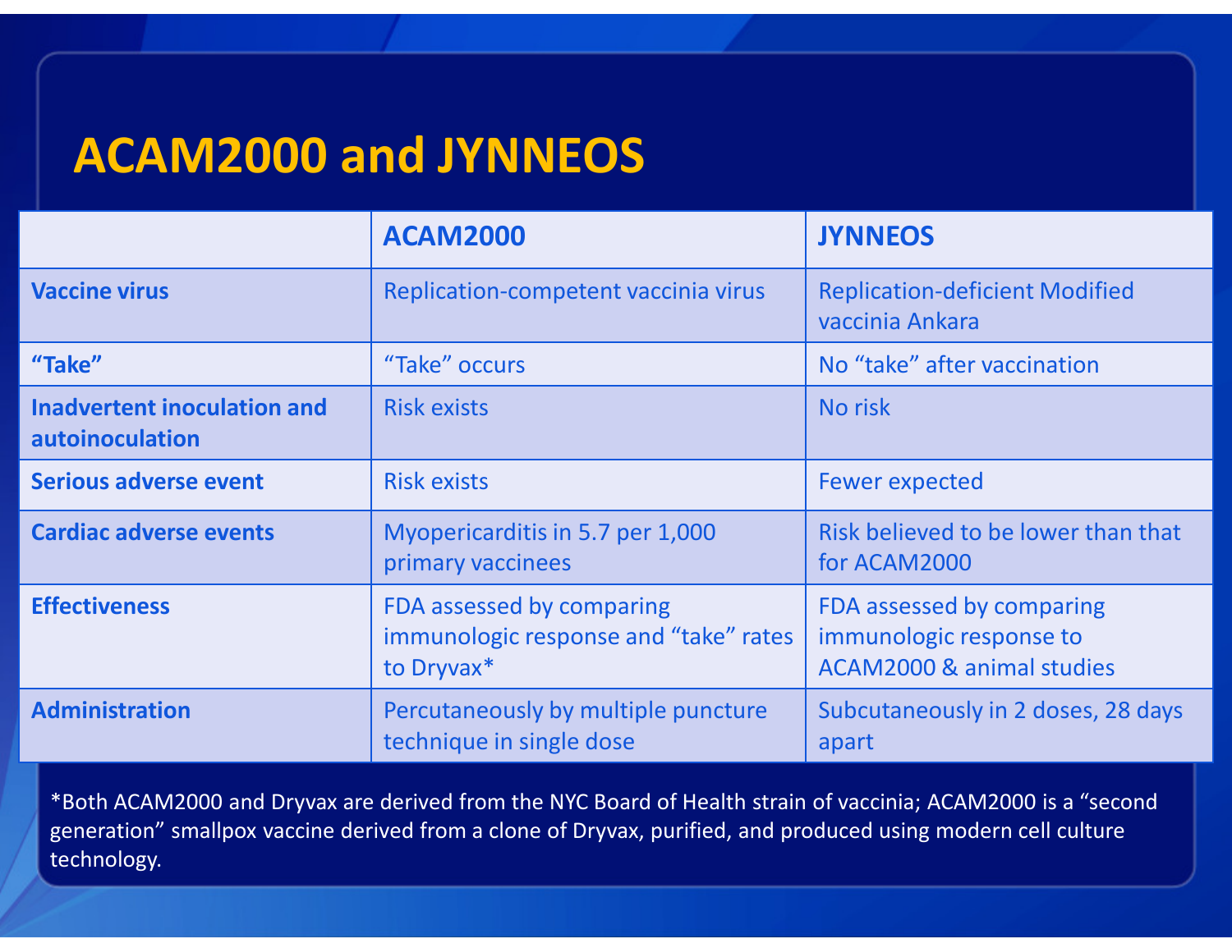# ACAM2000 and JYNNEOS

| | ACAM2000 | JYNNEOS |
|---|---|---|
| **Vaccine virus** | Replication-competent vaccinia virus | Replication-deficient Modified vaccinia Ankara |
| **“Take”** | “Take” occurs | No “take” after vaccination |
| **Inadvertent inoculation and autoinoculation** | Risk exists | No risk |
| **Serious adverse event** | Risk exists | Fewer expected |
| **Cardiac adverse events** | Myopericarditis in 5.7 per 1,000 primary vaccinees | Risk believed to be lower than that for ACAM2000 |
| **Effectiveness** | FDA assessed by comparing immunologic response and “take” rates to Dryvax* | FDA assessed by comparing immunologic response to ACAM2000 & animal studies |
| **Administration** | Percutaneously by multiple puncture technique in single dose | Subcutaneously in 2 doses, 28 days apart |

*Both ACAM2000 and Dryvax are derived from the NYC Board of Health strain of vaccinia; ACAM2000 is a “second generation” smallpox vaccine derived from a clone of Dryvax, purified, and produced using modern cell culture technology.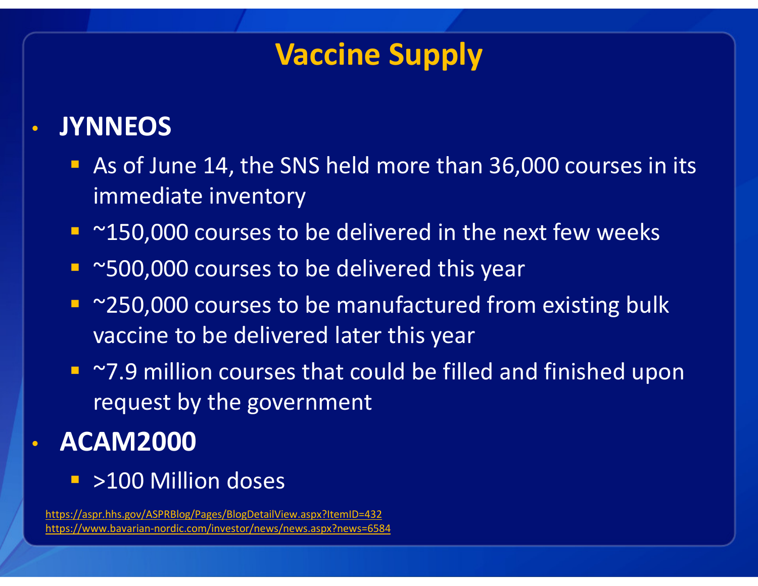# Vaccine Supply

- **JYNNEOS**
  - As of June 14, the SNS held more than 36,000 courses in its immediate inventory
  - ~150,000 courses to be delivered in the next few weeks
  - ~500,000 courses to be delivered this year
  - ~250,000 courses to be manufactured from existing bulk vaccine to be delivered later this year
  - ~7.9 million courses that could be filled and finished upon request by the government
- **ACAM2000**
  - >100 Million doses

https://aspr.hhs.gov/ASPRBlog/Pages/BlogDetailView.aspx?ItemID=432
https://www.bavarian-nordic.com/investor/news/news.aspx?news=6584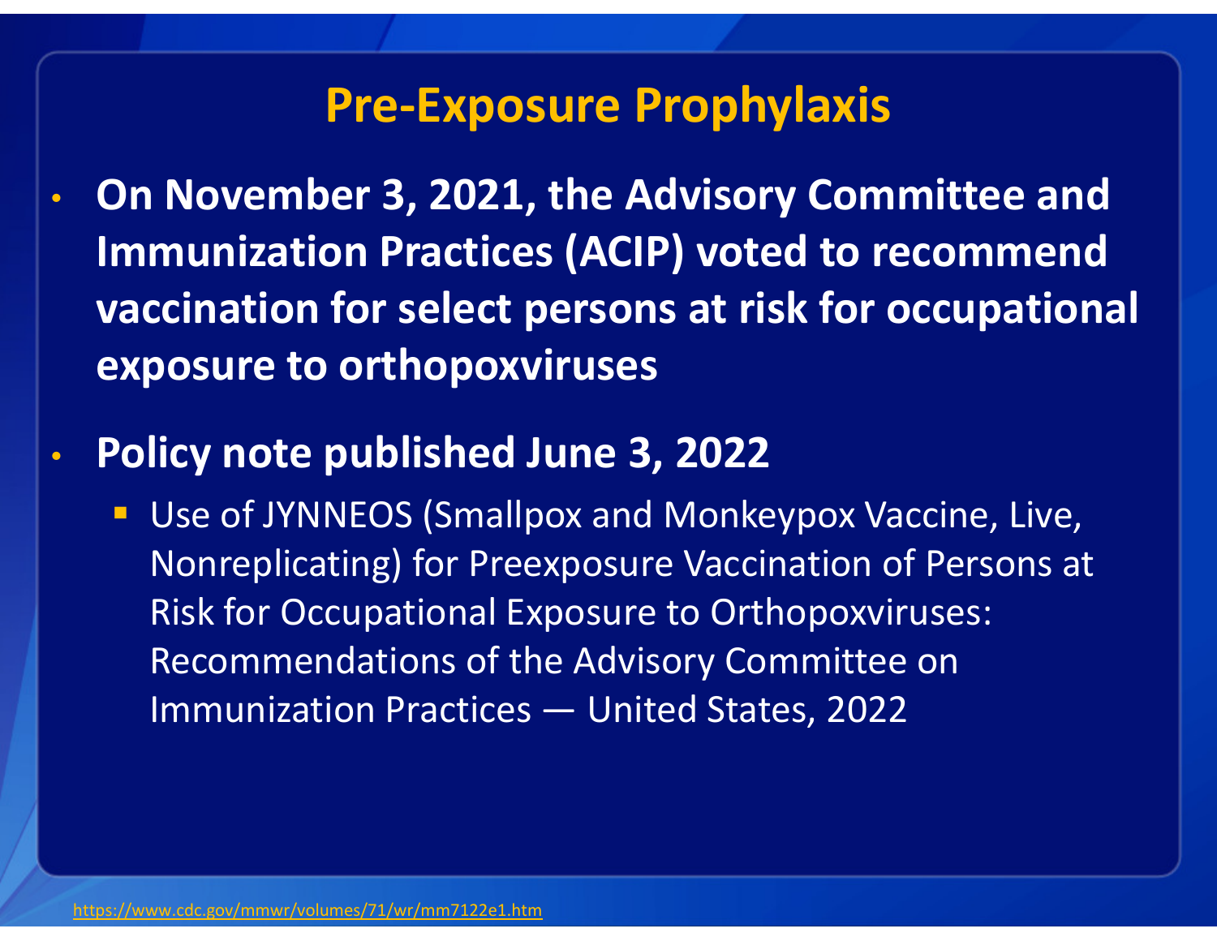# Pre-Exposure Prophylaxis

- **On November 3, 2021, the Advisory Committee and Immunization Practices (ACIP) voted to recommend vaccination for select persons at risk for occupational exposure to orthopoxviruses**
- **Policy note published June 3, 2022**
  - Use of JYNNEOS (Smallpox and Monkeypox Vaccine, Live, Nonreplicating) for Preexposure Vaccination of Persons at Risk for Occupational Exposure to Orthopoxviruses: Recommendations of the Advisory Committee on Immunization Practices — United States, 2022

https://www.cdc.gov/mmwr/volumes/71/wr/mm7122e1.htm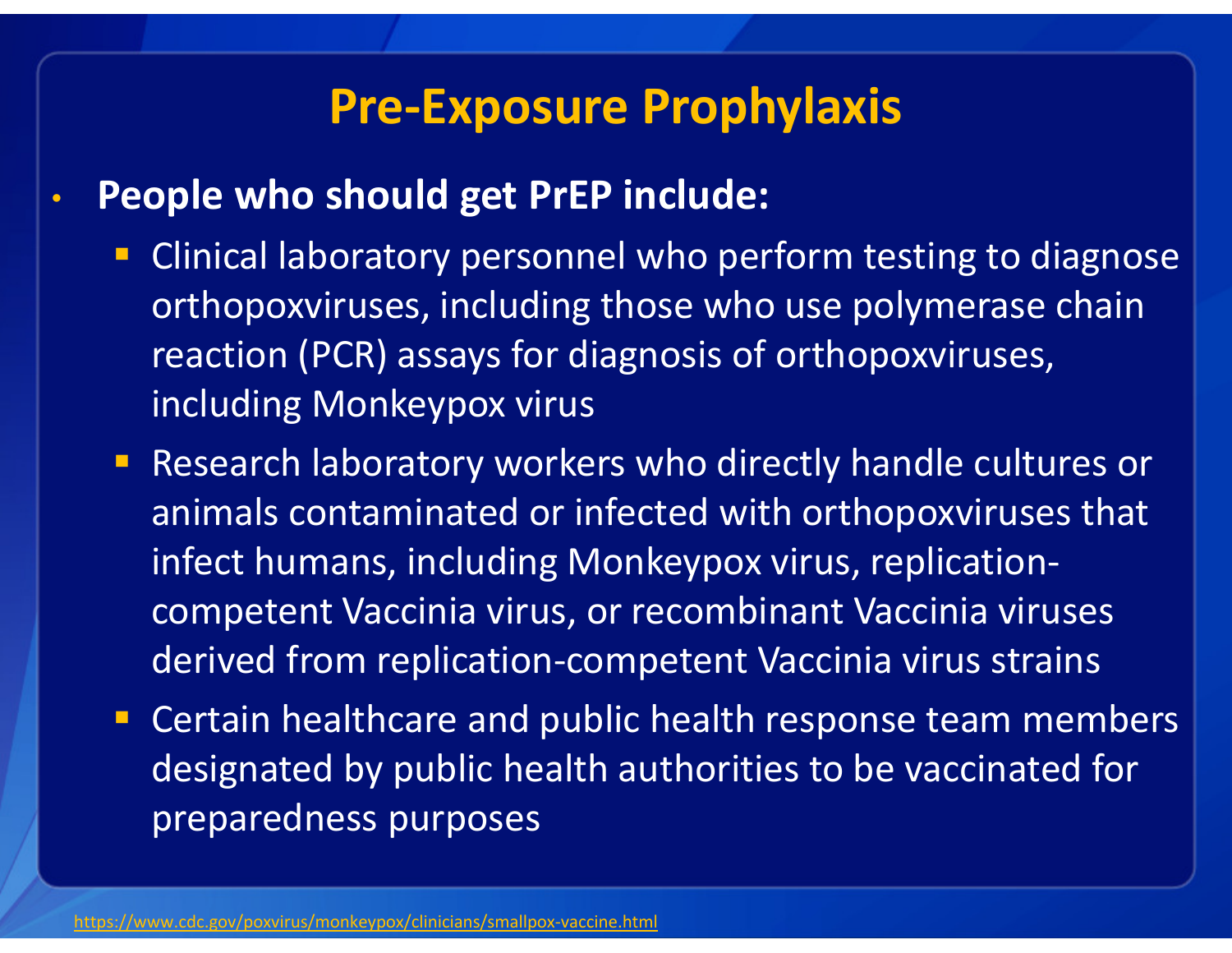# Pre-Exposure Prophylaxis

- **People who should get PrEP include:**
  - Clinical laboratory personnel who perform testing to diagnose orthopoxviruses, including those who use polymerase chain reaction (PCR) assays for diagnosis of orthopoxviruses, including Monkeypox virus
  - Research laboratory workers who directly handle cultures or animals contaminated or infected with orthopoxviruses that infect humans, including Monkeypox virus, replication-competent Vaccinia virus, or recombinant Vaccinia viruses derived from replication-competent Vaccinia virus strains
  - Certain healthcare and public health response team members designated by public health authorities to be vaccinated for preparedness purposes

https://www.cdc.gov/poxvirus/monkeypox/clinicians/smallpox-vaccine.html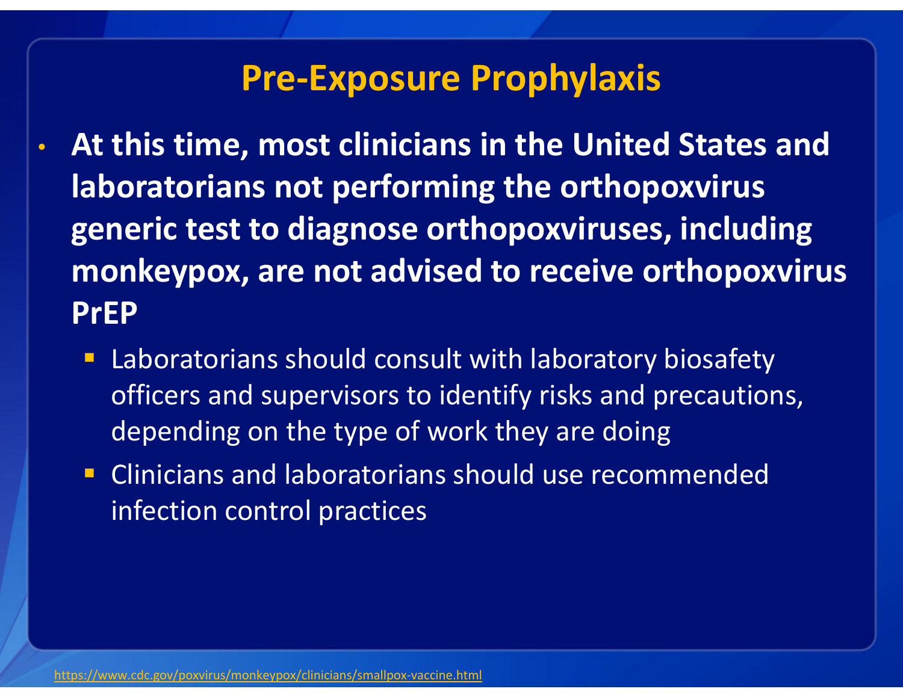# Pre-Exposure Prophylaxis

- **At this time, most clinicians in the United States and laboratorians not performing the orthopoxvirus generic test to diagnose orthopoxviruses, including monkeypox, are not advised to receive orthopoxvirus PrEP**
  - Laboratorians should consult with laboratory biosafety officers and supervisors to identify risks and precautions, depending on the type of work they are doing
  - Clinicians and laboratorians should use recommended infection control practices

https://www.cdc.gov/poxvirus/monkeypox/clinicians/smallpox-vaccine.html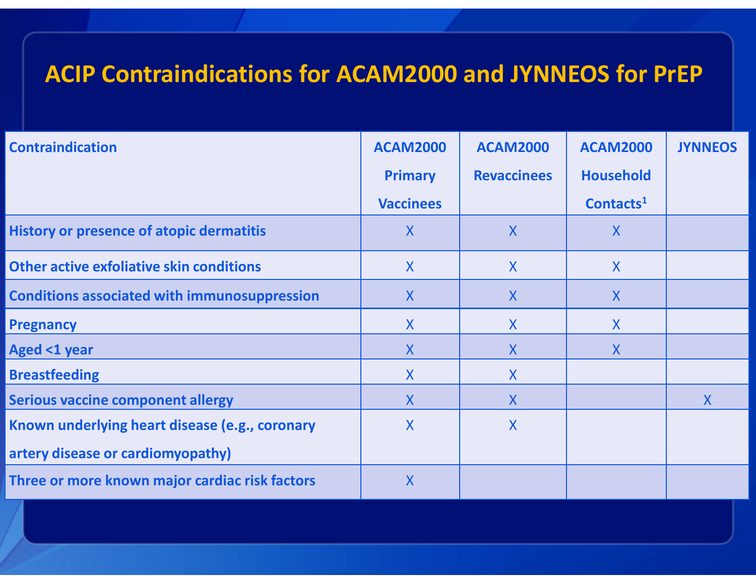# ACIP Contraindications for ACAM2000 and JYNNEOS for PrEP

| Contraindication | ACAM2000 Primary Vaccinees | ACAM2000 Revaccinees | ACAM2000 Household Contacts[1] | JYNNEOS |
|---|---|---|---|---|
| History or presence of atopic dermatitis | X | X | X | |
| Other active exfoliative skin conditions | X | X | X | |
| Conditions associated with immunosuppression | X | X | X | |
| Pregnancy | X | X | X | |
| Aged <1 year | X | X | X | |
| Breastfeeding | X | X | | |
| Serious vaccine component allergy | X | X | | X |
| Known underlying heart disease (e.g., coronary artery disease or cardiomyopathy) | X | X | | |
| Three or more known major cardiac risk factors | X | | | |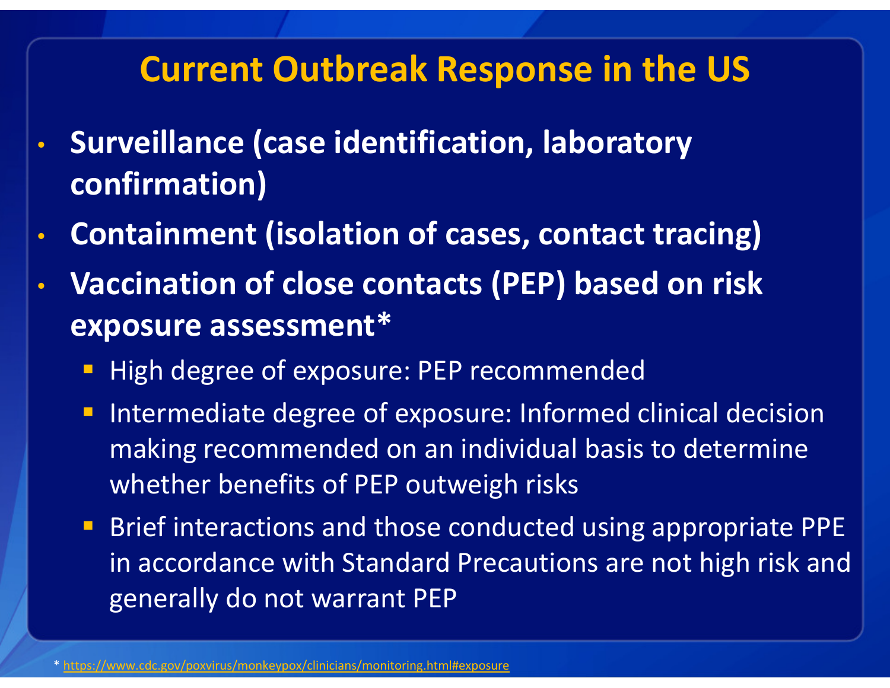# Current Outbreak Response in the US

- **Surveillance (case identification, laboratory confirmation)**
- **Containment (isolation of cases, contact tracing)**
- **Vaccination of close contacts (PEP) based on risk exposure assessment***
  - High degree of exposure: PEP recommended
  - Intermediate degree of exposure: Informed clinical decision making recommended on an individual basis to determine whether benefits of PEP outweigh risks
  - Brief interactions and those conducted using appropriate PPE in accordance with Standard Precautions are not high risk and generally do not warrant PEP

* https://www.cdc.gov/poxvirus/monkeypox/clinicians/monitoring.html#exposure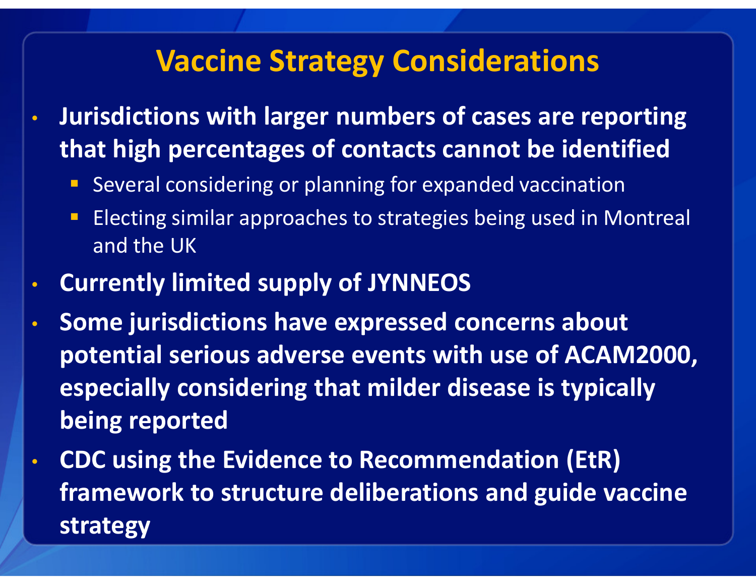# Vaccine Strategy Considerations

- **Jurisdictions with larger numbers of cases are reporting that high percentages of contacts cannot be identified**
  - Several considering or planning for expanded vaccination
  - Electing similar approaches to strategies being used in Montreal and the UK
- **Currently limited supply of JYNNEOS**
- **Some jurisdictions have expressed concerns about potential serious adverse events with use of ACAM2000, especially considering that milder disease is typically being reported**
- **CDC using the Evidence to Recommendation (EtR) framework to structure deliberations and guide vaccine strategy**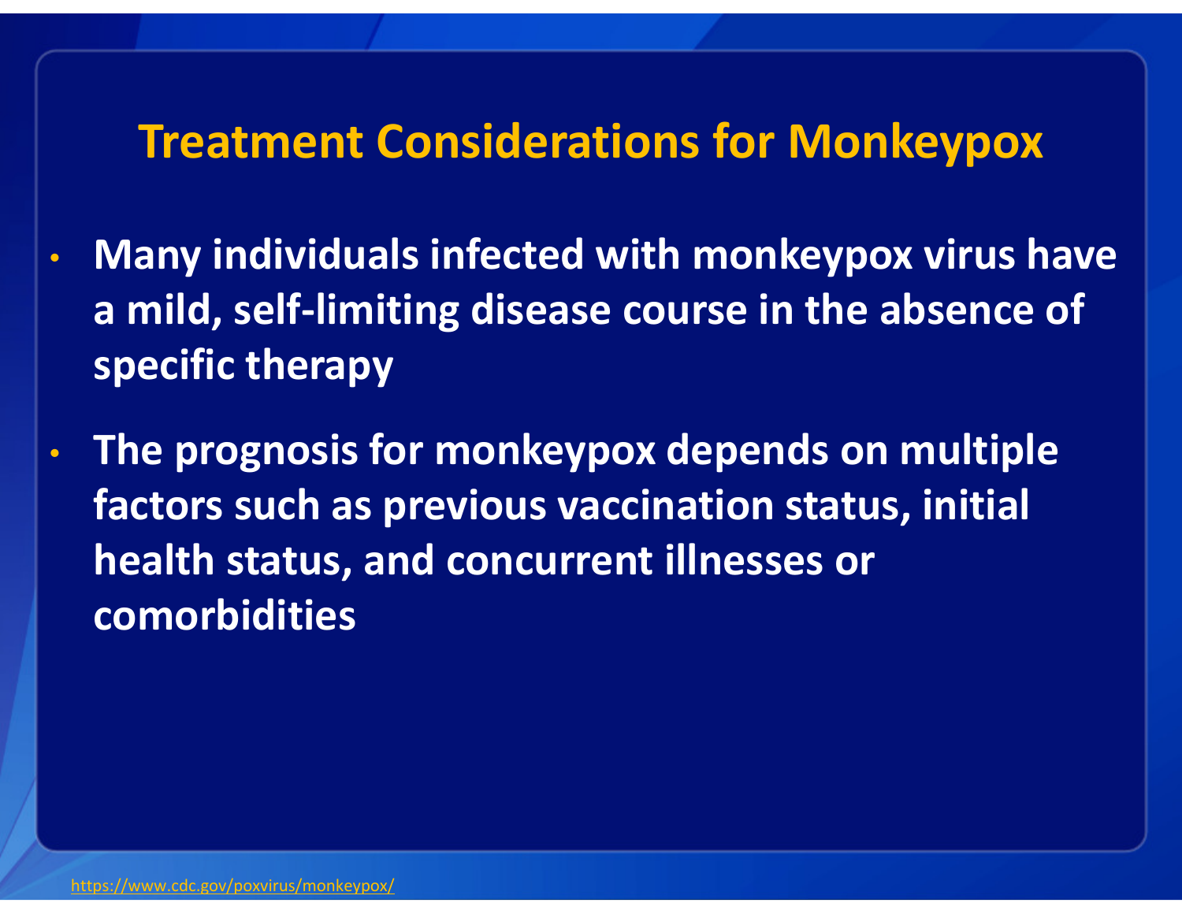# Treatment Considerations for Monkeypox

- **Many individuals infected with monkeypox virus have a mild, self-limiting disease course in the absence of specific therapy**
- **The prognosis for monkeypox depends on multiple factors such as previous vaccination status, initial health status, and concurrent illnesses or comorbidities**

https://www.cdc.gov/poxvirus/monkeypox/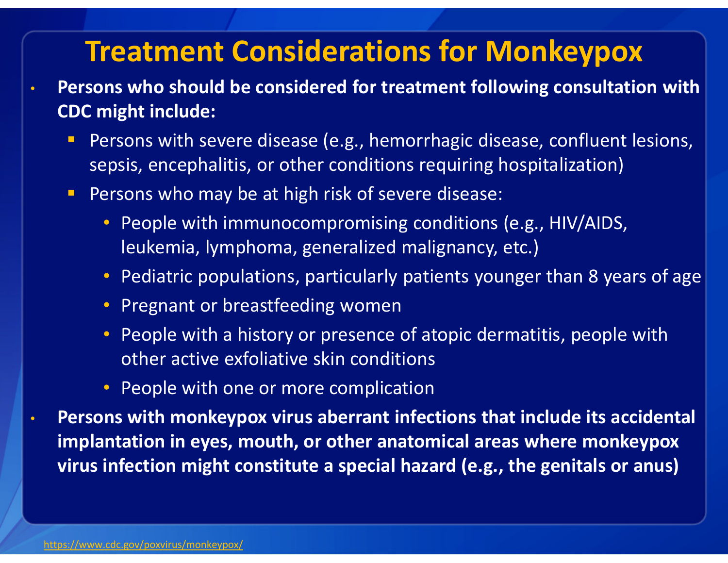# Treatment Considerations for Monkeypox

- **Persons who should be considered for treatment following consultation with CDC might include:**
  - Persons with severe disease (e.g., hemorrhagic disease, confluent lesions, sepsis, encephalitis, or other conditions requiring hospitalization)
  - Persons who may be at high risk of severe disease:
    - People with immunocompromising conditions (e.g., HIV/AIDS, leukemia, lymphoma, generalized malignancy, etc.)
    - Pediatric populations, particularly patients younger than 8 years of age
    - Pregnant or breastfeeding women
    - People with a history or presence of atopic dermatitis, people with other active exfoliative skin conditions
    - People with one or more complication
- **Persons with monkeypox virus aberrant infections that include its accidental implantation in eyes, mouth, or other anatomical areas where monkeypox virus infection might constitute a special hazard (e.g., the genitals or anus)**

https://www.cdc.gov/poxvirus/monkeypox/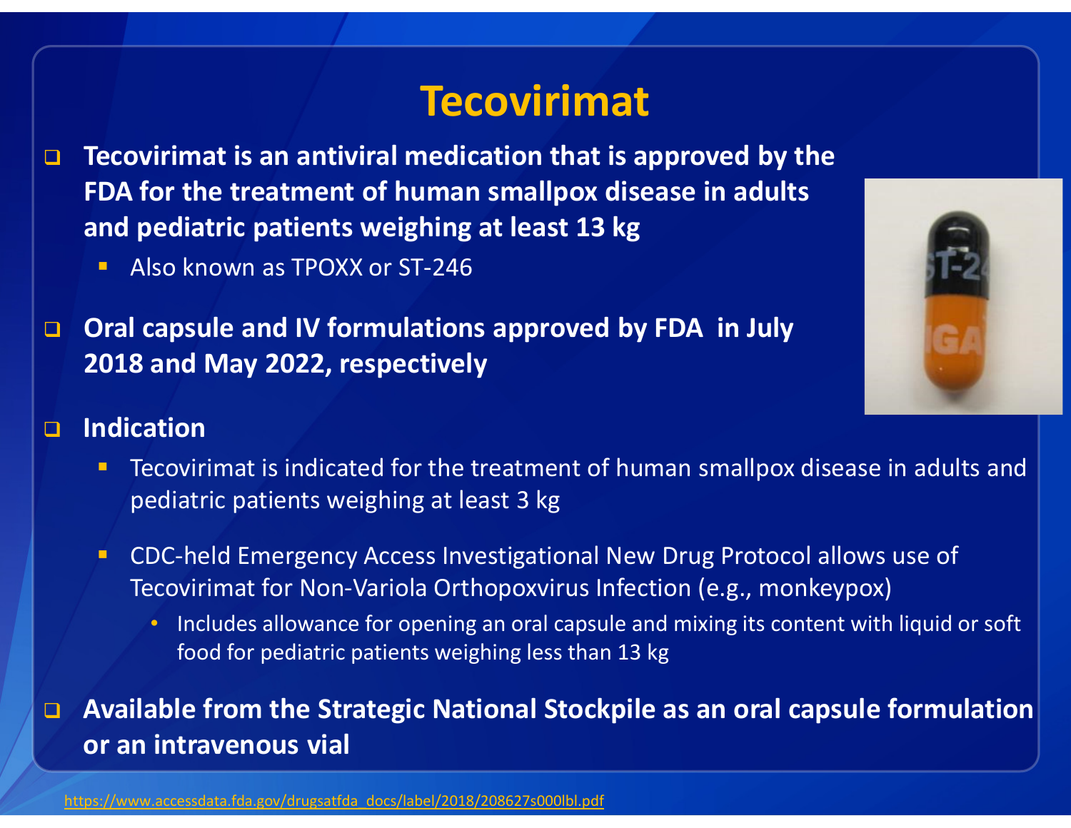# Tecovirimat

- **Tecovirimat is an antiviral medication that is approved by the FDA for the treatment of human smallpox disease in adults and pediatric patients weighing at least 13 kg**
  - Also known as TPOXX or ST-246
- **Oral capsule and IV formulations approved by FDA in July 2018 and May 2022, respectively**
- **Indication**
  - Tecovirimat is indicated for the treatment of human smallpox disease in adults and pediatric patients weighing at least 3 kg
  - CDC-held Emergency Access Investigational New Drug Protocol allows use of Tecovirimat for Non-Variola Orthopoxvirus Infection (e.g., monkeypox)
    - Includes allowance for opening an oral capsule and mixing its content with liquid or soft food for pediatric patients weighing less than 13 kg
- **Available from the Strategic National Stockpile as an oral capsule formulation or an intravenous vial**

https://www.accessdata.fda.gov/drugsatfda_docs/label/2018/208627s000lbl.pdf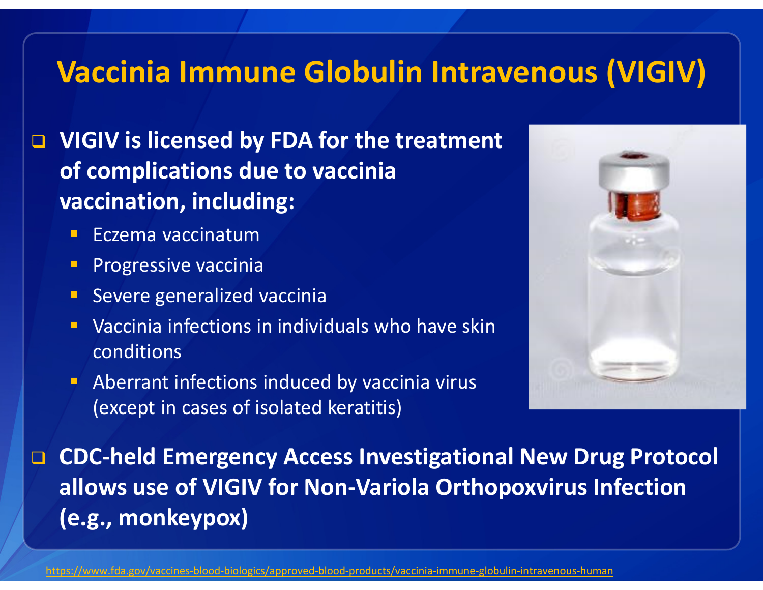# Vaccinia Immune Globulin Intravenous (VIGIV)

- **VIGIV is licensed by FDA for the treatment of complications due to vaccinia vaccination, including:**
  - Eczema vaccinatum
  - Progressive vaccinia
  - Severe generalized vaccinia
  - Vaccinia infections in individuals who have skin conditions
  - Aberrant infections induced by vaccinia virus (except in cases of isolated keratitis)

- **CDC-held Emergency Access Investigational New Drug Protocol allows use of VIGIV for Non-Variola Orthopoxvirus Infection (e.g., monkeypox)**

https://www.fda.gov/vaccines-blood-biologics/approved-blood-products/vaccinia-immune-globulin-intravenous-human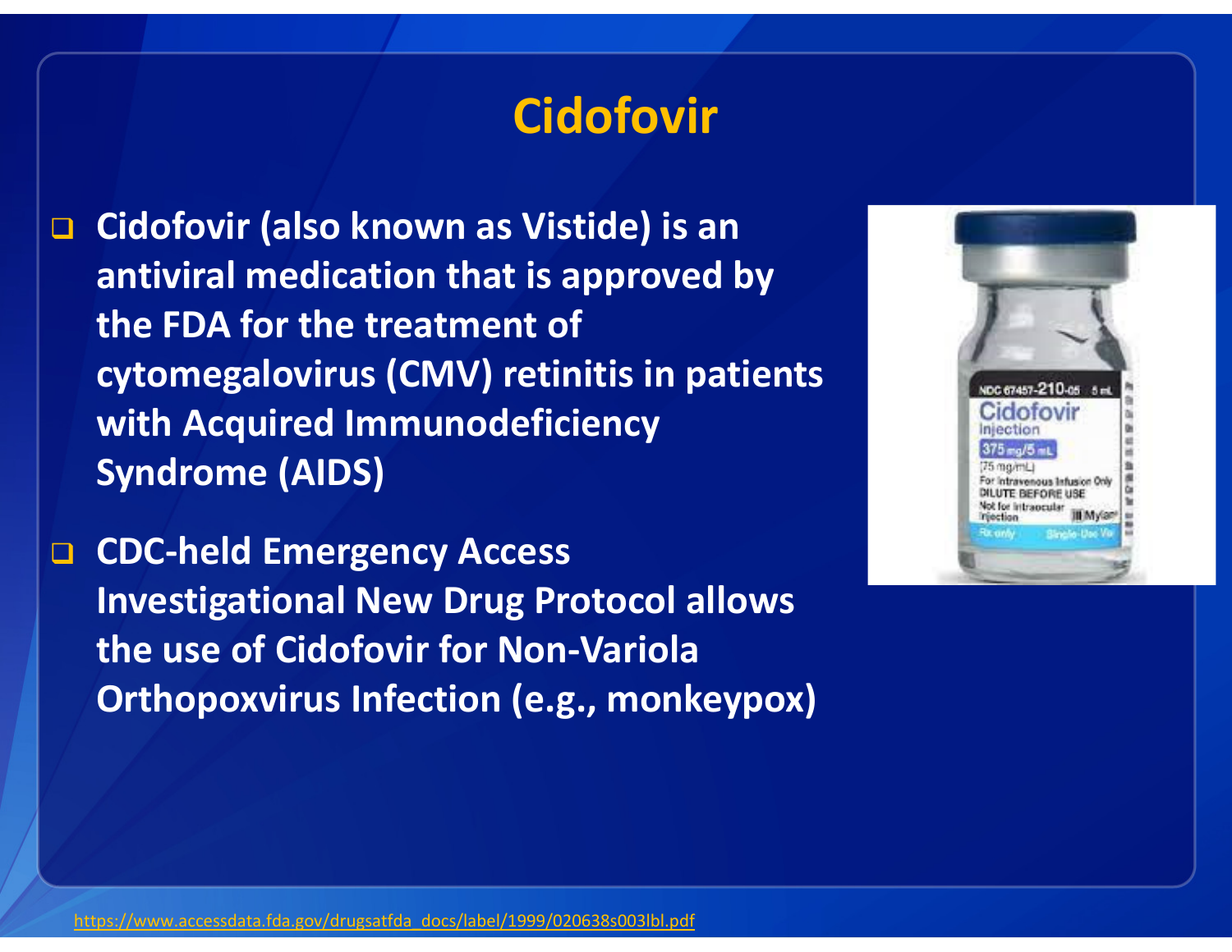# Cidofovir

- Cidofovir (also known as Vistide) is an antiviral medication that is approved by the FDA for the treatment of cytomegalovirus (CMV) retinitis in patients with Acquired Immunodeficiency Syndrome (AIDS)
- CDC-held Emergency Access Investigational New Drug Protocol allows the use of Cidofovir for Non-Variola Orthopoxvirus Infection (e.g., monkeypox)

https://www.accessdata.fda.gov/drugsatfda_docs/label/1999/020638s003lbl.pdf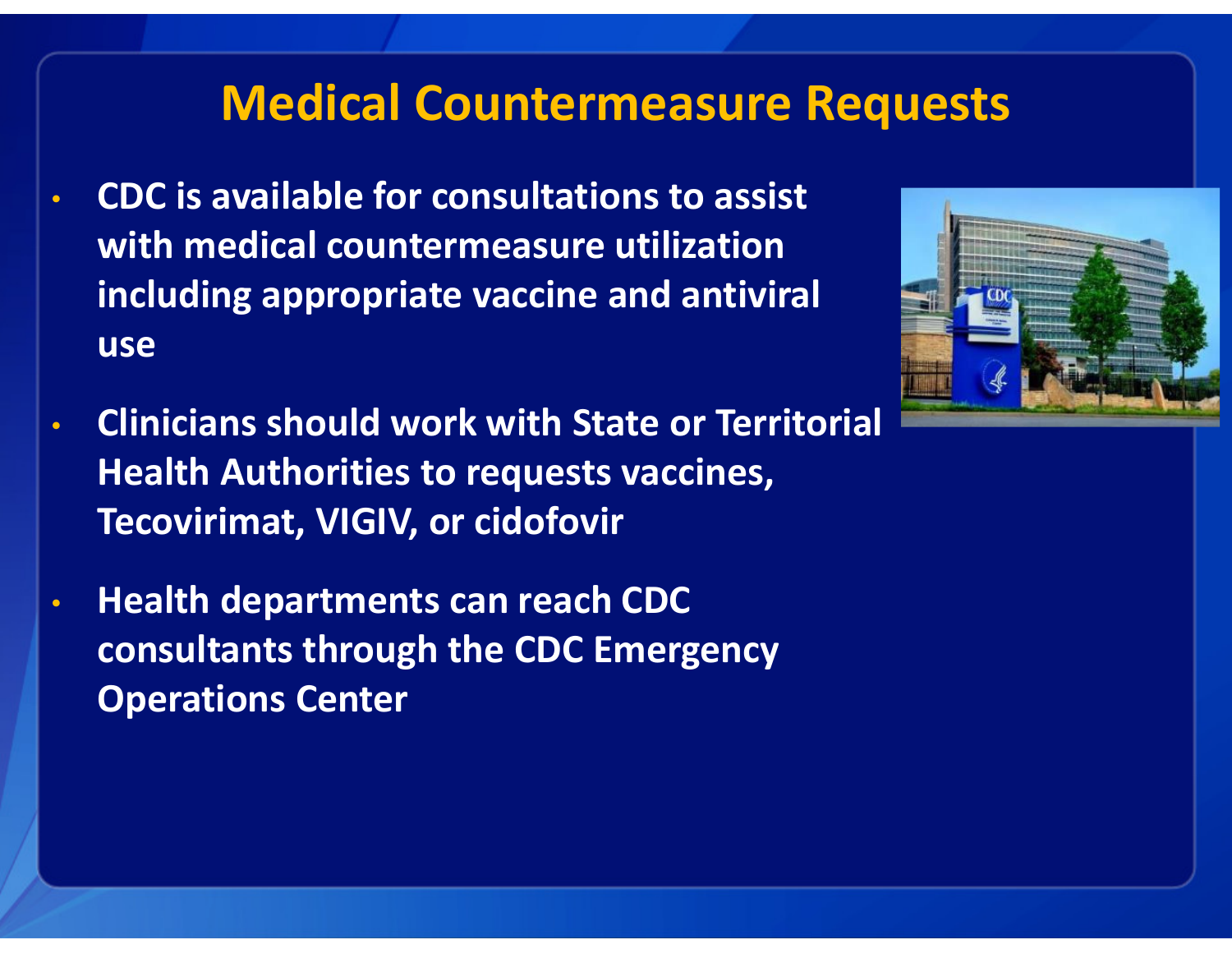# Medical Countermeasure Requests

- **CDC is available for consultations to assist with medical countermeasure utilization including appropriate vaccine and antiviral use**
- **Clinicians should work with State or Territorial Health Authorities to requests vaccines, Tecovirimat, VIGIV, or cidofovir**
- **Health departments can reach CDC consultants through the CDC Emergency Operations Center**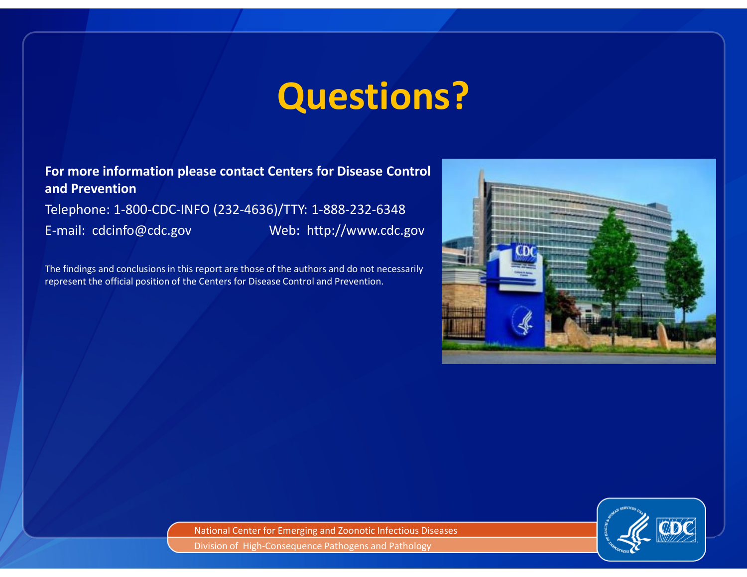# Questions?

**For more information please contact Centers for Disease Control and Prevention**

Telephone: 1-800-CDC-INFO (232-4636)/TTY: 1-888-232-6348

E-mail: cdcinfo@cdc.gov Web: http://www.cdc.gov

The findings and conclusions in this report are those of the authors and do not necessarily represent the official position of the Centers for Disease Control and Prevention.

National Center for Emerging and Zoonotic Infectious Diseases

Division of High-Consequence Pathogens and Pathology